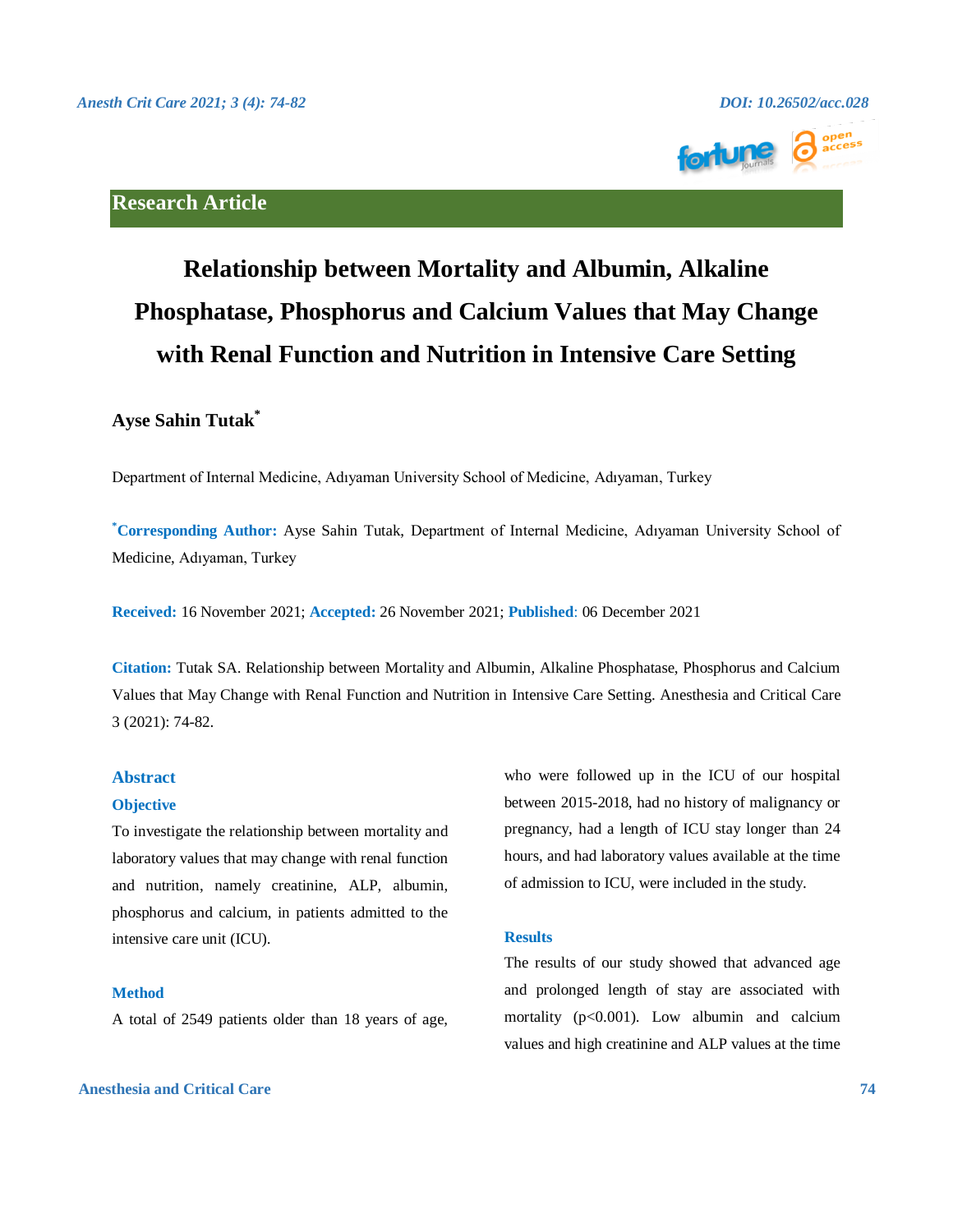Research Article

# Relationship between Mortality and Albumin, Alkaline Phosphatase, Phosphorus and Calcium Values that May Change with Renal Function and Nutrition in Intensive Care Setting

**Ayse Sahin Tutak***

Department of Internal Medicine, Adıyaman University School of Medicine, Adıyaman, Turkey

***Corresponding Author:** Ayse Sahin Tutak, Department of Internal Medicine, Adıyaman University School of Medicine, Adıyaman, Turkey

**Received:** 16 November 2021; **Accepted:** 26 November 2021; **Published**: 06 December 2021

**Citation:** Tutak SA. Relationship between Mortality and Albumin, Alkaline Phosphatase, Phosphorus and Calcium Values that May Change with Renal Function and Nutrition in Intensive Care Setting. Anesthesia and Critical Care 3 (2021): 74-82.

## Abstract

### Objective

To investigate the relationship between mortality and laboratory values that may change with renal function and nutrition, namely creatinine, ALP, albumin, phosphorus and calcium, in patients admitted to the intensive care unit (ICU).

### Method

A total of 2549 patients older than 18 years of age, who were followed up in the ICU of our hospital between 2015-2018, had no history of malignancy or pregnancy, had a length of ICU stay longer than 24 hours, and had laboratory values available at the time of admission to ICU, were included in the study.

### Results

The results of our study showed that advanced age and prolonged length of stay are associated with mortality ($p<0.001$). Low albumin and calcium values and high creatinine and ALP values at the time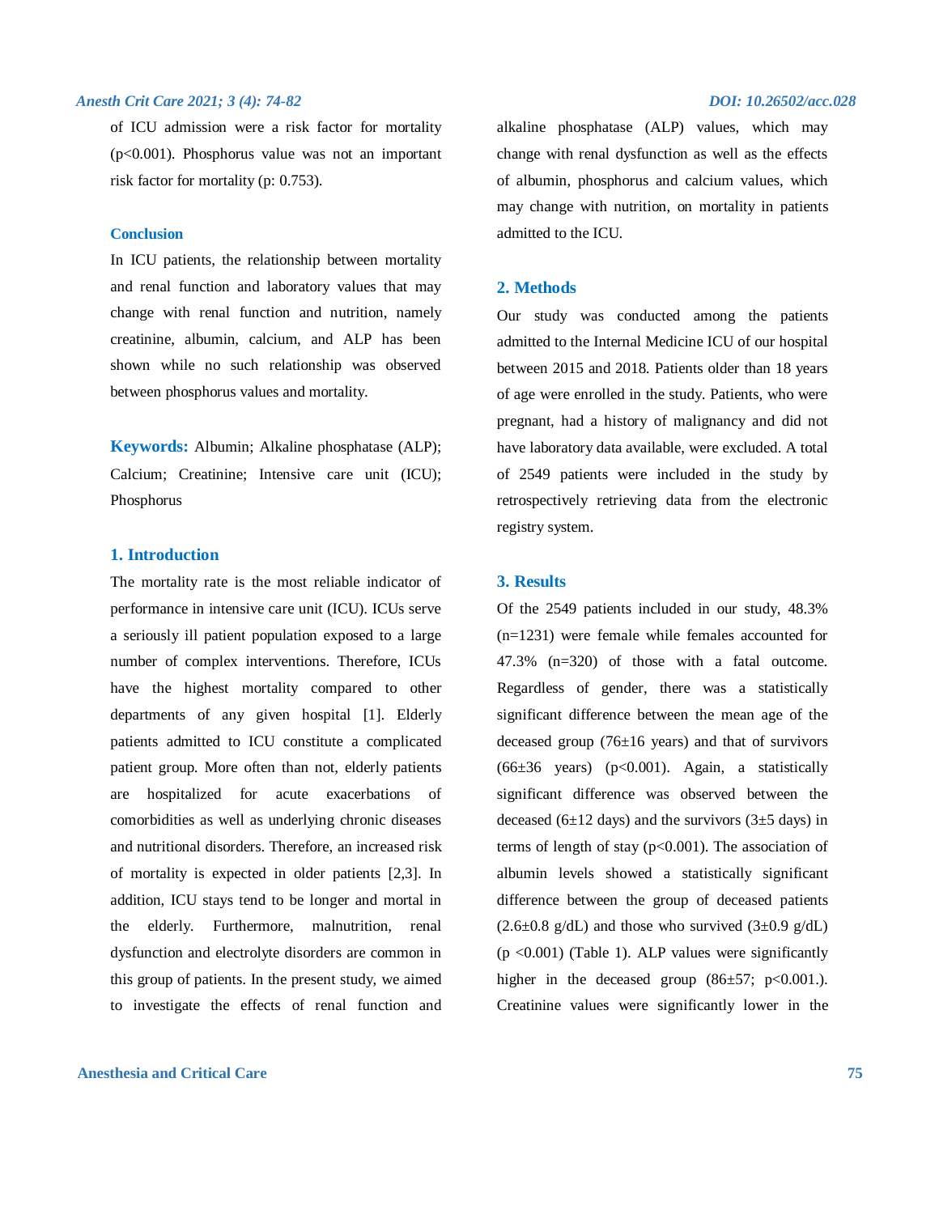of ICU admission were a risk factor for mortality ($p<0.001$). Phosphorus value was not an important risk factor for mortality (p: 0.753).

### Conclusion

In ICU patients, the relationship between mortality and renal function and laboratory values that may change with renal function and nutrition, namely creatinine, albumin, calcium, and ALP has been shown while no such relationship was observed between phosphorus values and mortality.

**Keywords:** Albumin; Alkaline phosphatase (ALP); Calcium; Creatinine; Intensive care unit (ICU); Phosphorus

## 1. Introduction

The mortality rate is the most reliable indicator of performance in intensive care unit (ICU). ICUs serve a seriously ill patient population exposed to a large number of complex interventions. Therefore, ICUs have the highest mortality compared to other departments of any given hospital [1]. Elderly patients admitted to ICU constitute a complicated patient group. More often than not, elderly patients are hospitalized for acute exacerbations of comorbidities as well as underlying chronic diseases and nutritional disorders. Therefore, an increased risk of mortality is expected in older patients [2,3]. In addition, ICU stays tend to be longer and mortal in the elderly. Furthermore, malnutrition, renal dysfunction and electrolyte disorders are common in this group of patients. In the present study, we aimed to investigate the effects of renal function and alkaline phosphatase (ALP) values, which may change with renal dysfunction as well as the effects of albumin, phosphorus and calcium values, which may change with nutrition, on mortality in patients admitted to the ICU.

## 2. Methods

Our study was conducted among the patients admitted to the Internal Medicine ICU of our hospital between 2015 and 2018. Patients older than 18 years of age were enrolled in the study. Patients, who were pregnant, had a history of malignancy and did not have laboratory data available, were excluded. A total of 2549 patients were included in the study by retrospectively retrieving data from the electronic registry system.

## 3. Results

Of the 2549 patients included in our study, 48.3% (n=1231) were female while females accounted for 47.3% (n=320) of those with a fatal outcome. Regardless of gender, there was a statistically significant difference between the mean age of the deceased group (76±16 years) and that of survivors (66±36 years) ($p<0.001$). Again, a statistically significant difference was observed between the deceased (6±12 days) and the survivors (3±5 days) in terms of length of stay ($p<0.001$). The association of albumin levels showed a statistically significant difference between the group of deceased patients (2.6±0.8 g/dL) and those who survived (3±0.9 g/dL) ($p<0.001$) (Table 1). ALP values were significantly higher in the deceased group (86±57; $p<0.001$.). Creatinine values were significantly lower in the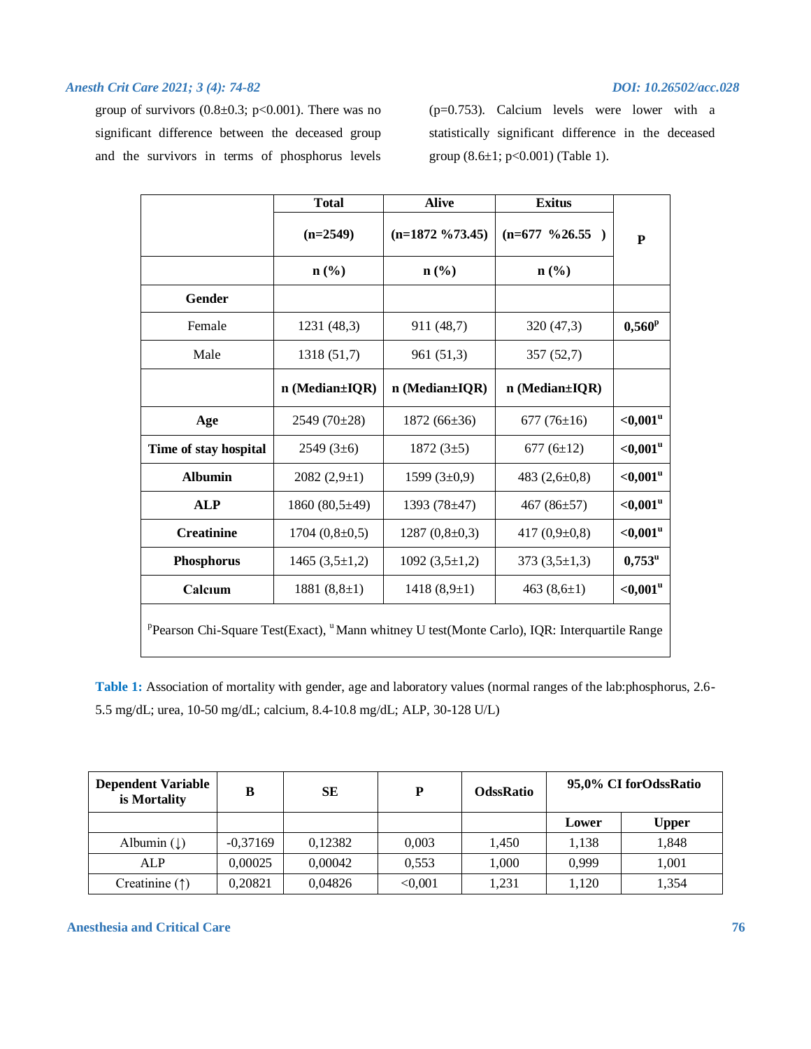group of survivors (0.8±0.3; p<0.001). There was no significant difference between the deceased group and the survivors in terms of phosphorus levels (p=0.753). Calcium levels were lower with a statistically significant difference in the deceased group (8.6±1; p<0.001) (Table 1).

| | Total | Alive | Exitus | P |
|---|---|---|---|---|
| | (n=2549) | (n=1872 %73.45) | (n=677 %26.55 ) | |
| | n (%) | n (%) | n (%) | |
| **Gender** | | | | |
| Female | 1231 (48,3) | 911 (48,7) | 320 (47,3) | **0,560**[p] |
| Male | 1318 (51,7) | 961 (51,3) | 357 (52,7) | |
| | **n (Median±IQR)** | **n (Median±IQR)** | **n (Median±IQR)** | |
| **Age** | 2549 (70±28) | 1872 (66±36) | 677 (76±16) | **<0,001**[u] |
| **Time of stay hospital** | 2549 (3±6) | 1872 (3±5) | 677 (6±12) | **<0,001**[u] |
| **Albumin** | 2082 (2,9±1) | 1599 (3±0,9) | 483 (2,6±0,8) | **<0,001**[u] |
| **ALP** | 1860 (80,5±49) | 1393 (78±47) | 467 (86±57) | **<0,001**[u] |
| **Creatinine** | 1704 (0,8±0,5) | 1287 (0,8±0,3) | 417 (0,9±0,8) | **<0,001**[u] |
| **Phosphorus** | 1465 (3,5±1,2) | 1092 (3,5±1,2) | 373 (3,5±1,3) | **0,753**[u] |
| **Calcıum** | 1881 (8,8±1) | 1418 (8,9±1) | 463 (8,6±1) | **<0,001**[u] |

[p]Pearson Chi-Square Test(Exact), [u]Mann whitney U test(Monte Carlo), IQR: Interquartile Range

**Table 1:** Association of mortality with gender, age and laboratory values (normal ranges of the lab:phosphorus, 2.6-5.5 mg/dL; urea, 10-50 mg/dL; calcium, 8.4-10.8 mg/dL; ALP, 30-128 U/L)

| Dependent Variable is Mortality | B | SE | P | OdssRatio | 95,0% CI forOdssRatio | |
|---|---|---|---|---|---|---|
| | | | | | Lower | Upper |
| Albumin (↓) | -0,37169 | 0,12382 | 0,003 | 1,450 | 1,138 | 1,848 |
| ALP | 0,00025 | 0,00042 | 0,553 | 1,000 | 0,999 | 1,001 |
| Creatinine (↑) | 0,20821 | 0,04826 | <0,001 | 1,231 | 1,120 | 1,354 |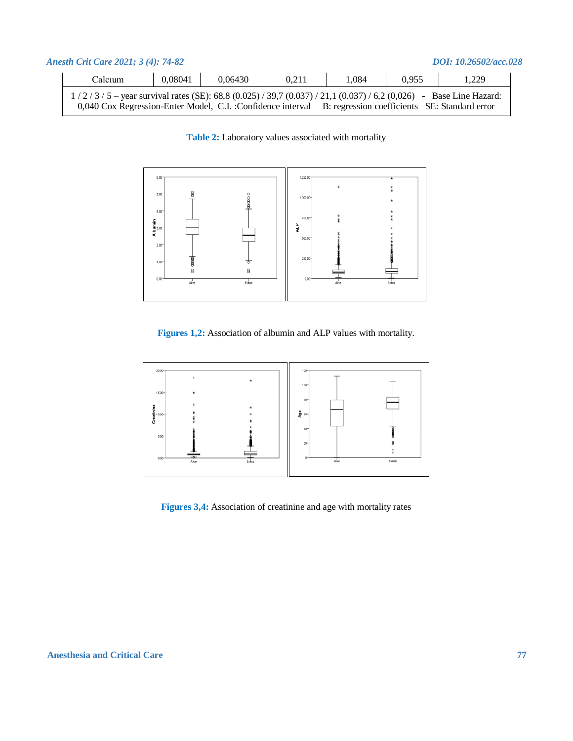| Calcıum | 0,08041 | 0,06430 | 0,211 | 1,084 | 0,955 | 1,229 |
|---|---|---|---|---|---|---|
| 1 / 2 / 3 / 5 – year survival rates (SE): 68,8 (0.025) / 39,7 (0.037) / 21,1 (0.037) / 6,2 (0,026) - Base Line Hazard: 0,040 Cox Regression-Enter Model, C.I. :Confidence interval B: regression coefficients SE: Standard error | | | | | | |

**Table 2:** Laboratory values associated with mortality

**Figures 1,2:** Association of albumin and ALP values with mortality.

**Figures 3,4:** Association of creatinine and age with mortality rates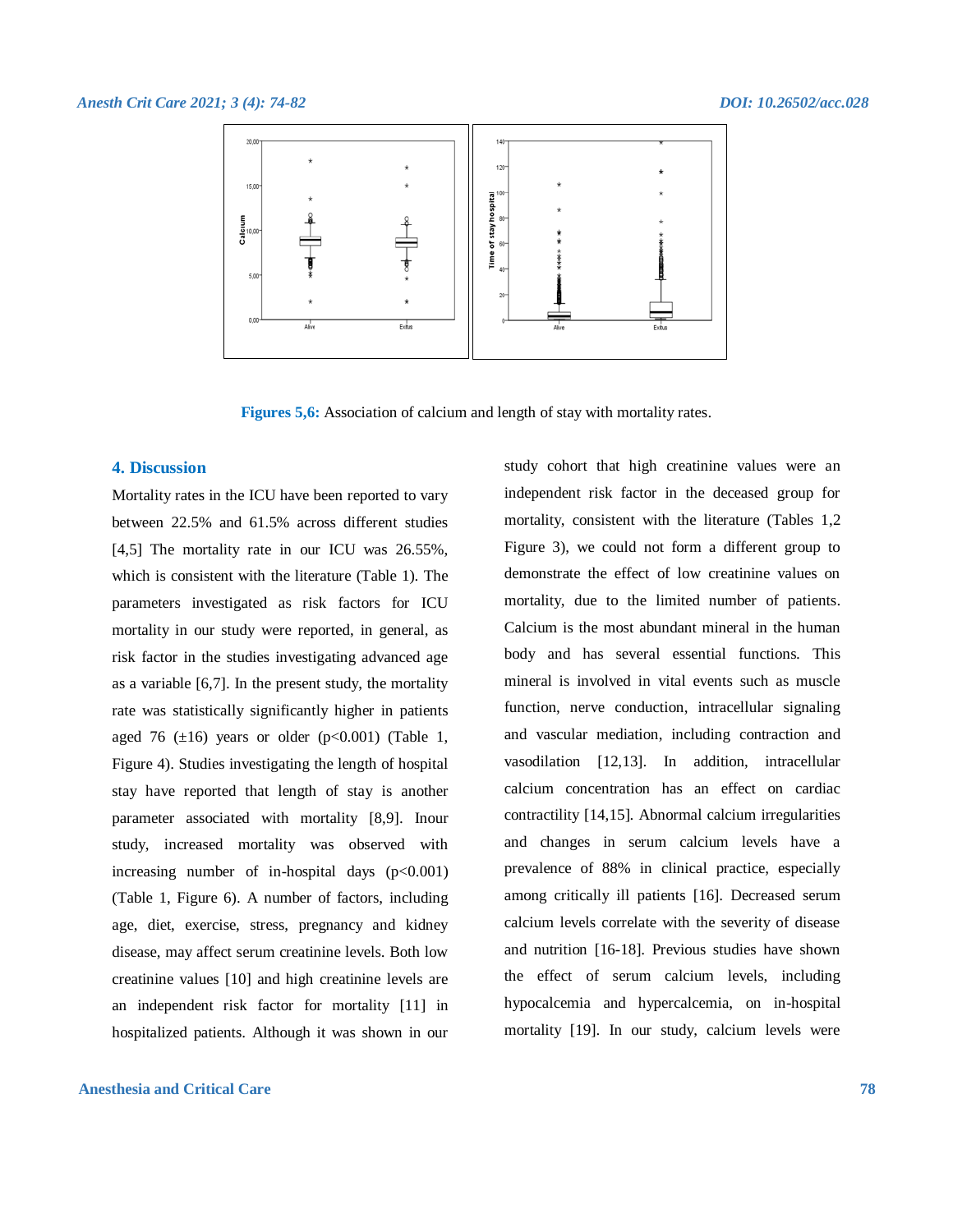Figures 5,6: Association of calcium and length of stay with mortality rates.

## 4. Discussion

Mortality rates in the ICU have been reported to vary between 22.5% and 61.5% across different studies [4,5] The mortality rate in our ICU was 26.55%, which is consistent with the literature (Table 1). The parameters investigated as risk factors for ICU mortality in our study were reported, in general, as risk factor in the studies investigating advanced age as a variable [6,7]. In the present study, the mortality rate was statistically significantly higher in patients aged 76 (±16) years or older (p<0.001) (Table 1, Figure 4). Studies investigating the length of hospital stay have reported that length of stay is another parameter associated with mortality [8,9]. Inour study, increased mortality was observed with increasing number of in-hospital days (p<0.001) (Table 1, Figure 6). A number of factors, including age, diet, exercise, stress, pregnancy and kidney disease, may affect serum creatinine levels. Both low creatinine values [10] and high creatinine levels are an independent risk factor for mortality [11] in hospitalized patients. Although it was shown in our study cohort that high creatinine values were an independent risk factor in the deceased group for mortality, consistent with the literature (Tables 1,2 Figure 3), we could not form a different group to demonstrate the effect of low creatinine values on mortality, due to the limited number of patients. Calcium is the most abundant mineral in the human body and has several essential functions. This mineral is involved in vital events such as muscle function, nerve conduction, intracellular signaling and vascular mediation, including contraction and vasodilation [12,13]. In addition, intracellular calcium concentration has an effect on cardiac contractility [14,15]. Abnormal calcium irregularities and changes in serum calcium levels have a prevalence of 88% in clinical practice, especially among critically ill patients [16]. Decreased serum calcium levels correlate with the severity of disease and nutrition [16-18]. Previous studies have shown the effect of serum calcium levels, including hypocalcemia and hypercalcemia, on in-hospital mortality [19]. In our study, calcium levels were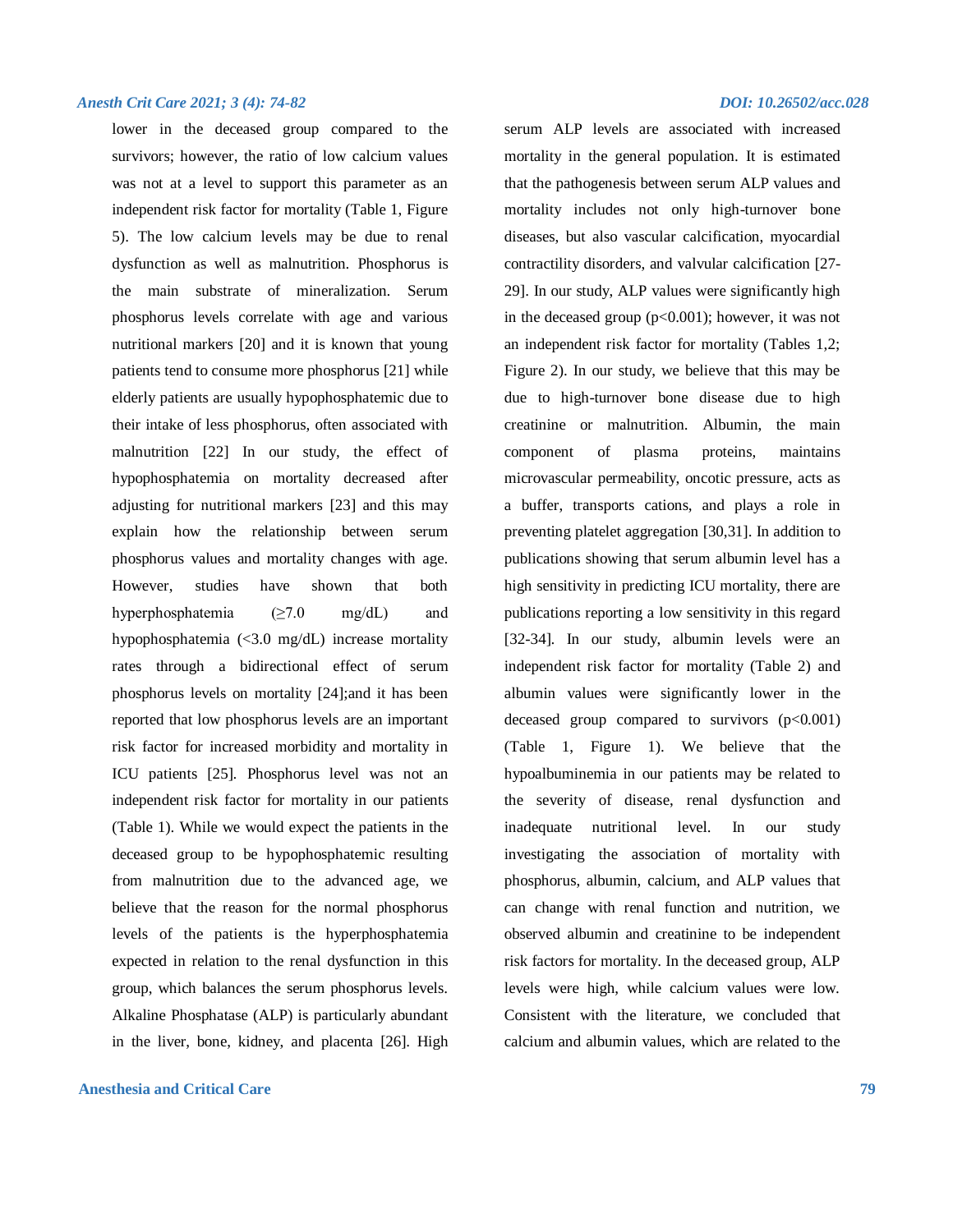lower in the deceased group compared to the survivors; however, the ratio of low calcium values was not at a level to support this parameter as an independent risk factor for mortality (Table 1, Figure 5). The low calcium levels may be due to renal dysfunction as well as malnutrition. Phosphorus is the main substrate of mineralization. Serum phosphorus levels correlate with age and various nutritional markers [20] and it is known that young patients tend to consume more phosphorus [21] while elderly patients are usually hypophosphatemic due to their intake of less phosphorus, often associated with malnutrition [22] In our study, the effect of hypophosphatemia on mortality decreased after adjusting for nutritional markers [23] and this may explain how the relationship between serum phosphorus values and mortality changes with age. However, studies have shown that both hyperphosphatemia (≥7.0 mg/dL) and hypophosphatemia (<3.0 mg/dL) increase mortality rates through a bidirectional effect of serum phosphorus levels on mortality [24];and it has been reported that low phosphorus levels are an important risk factor for increased morbidity and mortality in ICU patients [25]. Phosphorus level was not an independent risk factor for mortality in our patients (Table 1). While we would expect the patients in the deceased group to be hypophosphatemic resulting from malnutrition due to the advanced age, we believe that the reason for the normal phosphorus levels of the patients is the hyperphosphatemia expected in relation to the renal dysfunction in this group, which balances the serum phosphorus levels. Alkaline Phosphatase (ALP) is particularly abundant in the liver, bone, kidney, and placenta [26]. High serum ALP levels are associated with increased mortality in the general population. It is estimated that the pathogenesis between serum ALP values and mortality includes not only high-turnover bone diseases, but also vascular calcification, myocardial contractility disorders, and valvular calcification [27-29]. In our study, ALP values were significantly high in the deceased group ($p<0.001$); however, it was not an independent risk factor for mortality (Tables 1,2; Figure 2). In our study, we believe that this may be due to high-turnover bone disease due to high creatinine or malnutrition. Albumin, the main component of plasma proteins, maintains microvascular permeability, oncotic pressure, acts as a buffer, transports cations, and plays a role in preventing platelet aggregation [30,31]. In addition to publications showing that serum albumin level has a high sensitivity in predicting ICU mortality, there are publications reporting a low sensitivity in this regard [32-34]. In our study, albumin levels were an independent risk factor for mortality (Table 2) and albumin values were significantly lower in the deceased group compared to survivors ($p<0.001$) (Table 1, Figure 1). We believe that the hypoalbuminemia in our patients may be related to the severity of disease, renal dysfunction and inadequate nutritional level. In our study investigating the association of mortality with phosphorus, albumin, calcium, and ALP values that can change with renal function and nutrition, we observed albumin and creatinine to be independent risk factors for mortality. In the deceased group, ALP levels were high, while calcium values were low. Consistent with the literature, we concluded that calcium and albumin values, which are related to the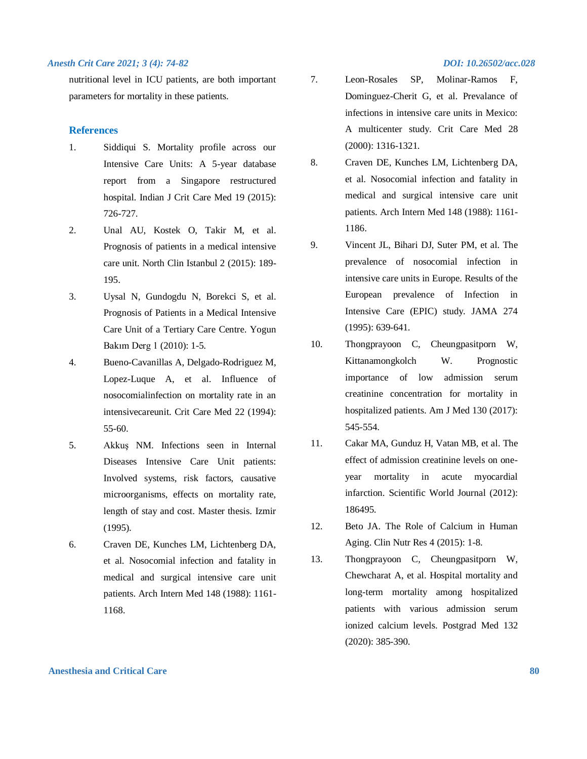nutritional level in ICU patients, are both important parameters for mortality in these patients.

## References

1. Siddiqui S. Mortality profile across our Intensive Care Units: A 5-year database report from a Singapore restructured hospital. Indian J Crit Care Med 19 (2015): 726-727.
2. Unal AU, Kostek O, Takir M, et al. Prognosis of patients in a medical intensive care unit. North Clin Istanbul 2 (2015): 189-195.
3. Uysal N, Gundogdu N, Borekci S, et al. Prognosis of Patients in a Medical Intensive Care Unit of a Tertiary Care Centre. Yogun Bakım Derg 1 (2010): 1-5.
4. Bueno-Cavanillas A, Delgado-Rodriguez M, Lopez-Luque A, et al. Influence of nosocomialinfection on mortality rate in an intensivecareunit. Crit Care Med 22 (1994): 55-60.
5. Akkuş NM. Infections seen in Internal Diseases Intensive Care Unit patients: Involved systems, risk factors, causative microorganisms, effects on mortality rate, length of stay and cost. Master thesis. Izmir (1995).
6. Craven DE, Kunches LM, Lichtenberg DA, et al. Nosocomial infection and fatality in medical and surgical intensive care unit patients. Arch Intern Med 148 (1988): 1161-1168.
7. Leon-Rosales SP, Molinar-Ramos F, Dominguez-Cherit G, et al. Prevalance of infections in intensive care units in Mexico: A multicenter study. Crit Care Med 28 (2000): 1316-1321.
8. Craven DE, Kunches LM, Lichtenberg DA, et al. Nosocomial infection and fatality in medical and surgical intensive care unit patients. Arch Intern Med 148 (1988): 1161-1186.
9. Vincent JL, Bihari DJ, Suter PM, et al. The prevalence of nosocomial infection in intensive care units in Europe. Results of the European prevalence of Infection in Intensive Care (EPIC) study. JAMA 274 (1995): 639-641.
10. Thongprayoon C, Cheungpasitporn W, Kittanamongkolch W. Prognostic importance of low admission serum creatinine concentration for mortality in hospitalized patients. Am J Med 130 (2017): 545-554.
11. Cakar MA, Gunduz H, Vatan MB, et al. The effect of admission creatinine levels on one-year mortality in acute myocardial infarction. Scientific World Journal (2012): 186495.
12. Beto JA. The Role of Calcium in Human Aging. Clin Nutr Res 4 (2015): 1-8.
13. Thongprayoon C, Cheungpasitporn W, Chewcharat A, et al. Hospital mortality and long-term mortality among hospitalized patients with various admission serum ionized calcium levels. Postgrad Med 132 (2020): 385-390.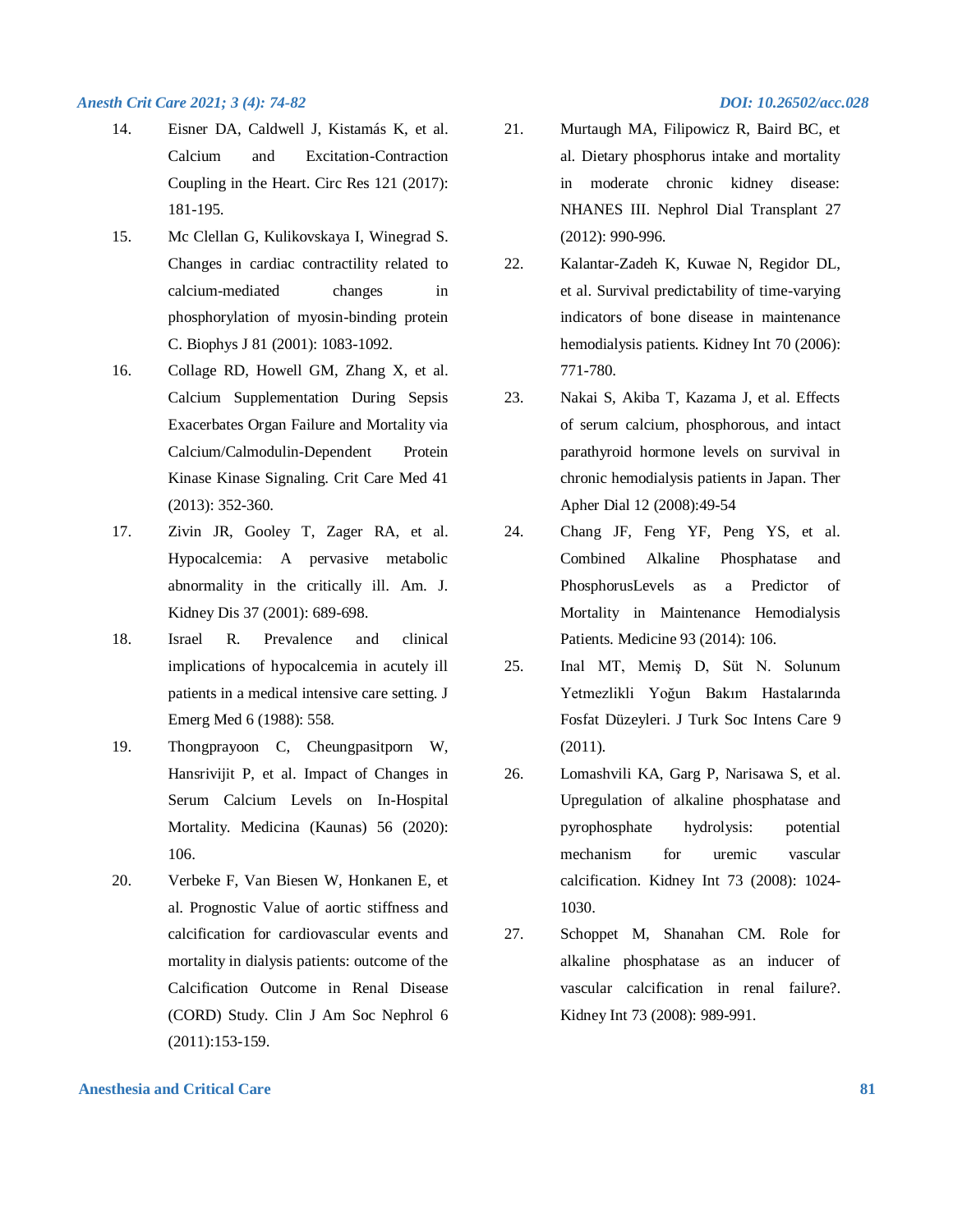14. Eisner DA, Caldwell J, Kistamás K, et al. Calcium and Excitation-Contraction Coupling in the Heart. Circ Res 121 (2017): 181-195.
15. Mc Clellan G, Kulikovskaya I, Winegrad S. Changes in cardiac contractility related to calcium-mediated changes in phosphorylation of myosin-binding protein C. Biophys J 81 (2001): 1083-1092.
16. Collage RD, Howell GM, Zhang X, et al. Calcium Supplementation During Sepsis Exacerbates Organ Failure and Mortality via Calcium/Calmodulin-Dependent Protein Kinase Kinase Signaling. Crit Care Med 41 (2013): 352-360.
17. Zivin JR, Gooley T, Zager RA, et al. Hypocalcemia: A pervasive metabolic abnormality in the critically ill. Am. J. Kidney Dis 37 (2001): 689-698.
18. Israel R. Prevalence and clinical implications of hypocalcemia in acutely ill patients in a medical intensive care setting. J Emerg Med 6 (1988): 558.
19. Thongprayoon C, Cheungpasitporn W, Hansrivijit P, et al. Impact of Changes in Serum Calcium Levels on In-Hospital Mortality. Medicina (Kaunas) 56 (2020): 106.
20. Verbeke F, Van Biesen W, Honkanen E, et al. Prognostic Value of aortic stiffness and calcification for cardiovascular events and mortality in dialysis patients: outcome of the Calcification Outcome in Renal Disease (CORD) Study. Clin J Am Soc Nephrol 6 (2011):153-159.
21. Murtaugh MA, Filipowicz R, Baird BC, et al. Dietary phosphorus intake and mortality in moderate chronic kidney disease: NHANES III. Nephrol Dial Transplant 27 (2012): 990-996.
22. Kalantar-Zadeh K, Kuwae N, Regidor DL, et al. Survival predictability of time-varying indicators of bone disease in maintenance hemodialysis patients. Kidney Int 70 (2006): 771-780.
23. Nakai S, Akiba T, Kazama J, et al. Effects of serum calcium, phosphorous, and intact parathyroid hormone levels on survival in chronic hemodialysis patients in Japan. Ther Apher Dial 12 (2008):49-54
24. Chang JF, Feng YF, Peng YS, et al. Combined Alkaline Phosphatase and PhosphorusLevels as a Predictor of Mortality in Maintenance Hemodialysis Patients. Medicine 93 (2014): 106.
25. Inal MT, Memiş D, Süt N. Solunum Yetmezlikli Yoğun Bakım Hastalarında Fosfat Düzeyleri. J Turk Soc Intens Care 9 (2011).
26. Lomashvili KA, Garg P, Narisawa S, et al. Upregulation of alkaline phosphatase and pyrophosphate hydrolysis: potential mechanism for uremic vascular calcification. Kidney Int 73 (2008): 1024-1030.
27. Schoppet M, Shanahan CM. Role for alkaline phosphatase as an inducer of vascular calcification in renal failure?. Kidney Int 73 (2008): 989-991.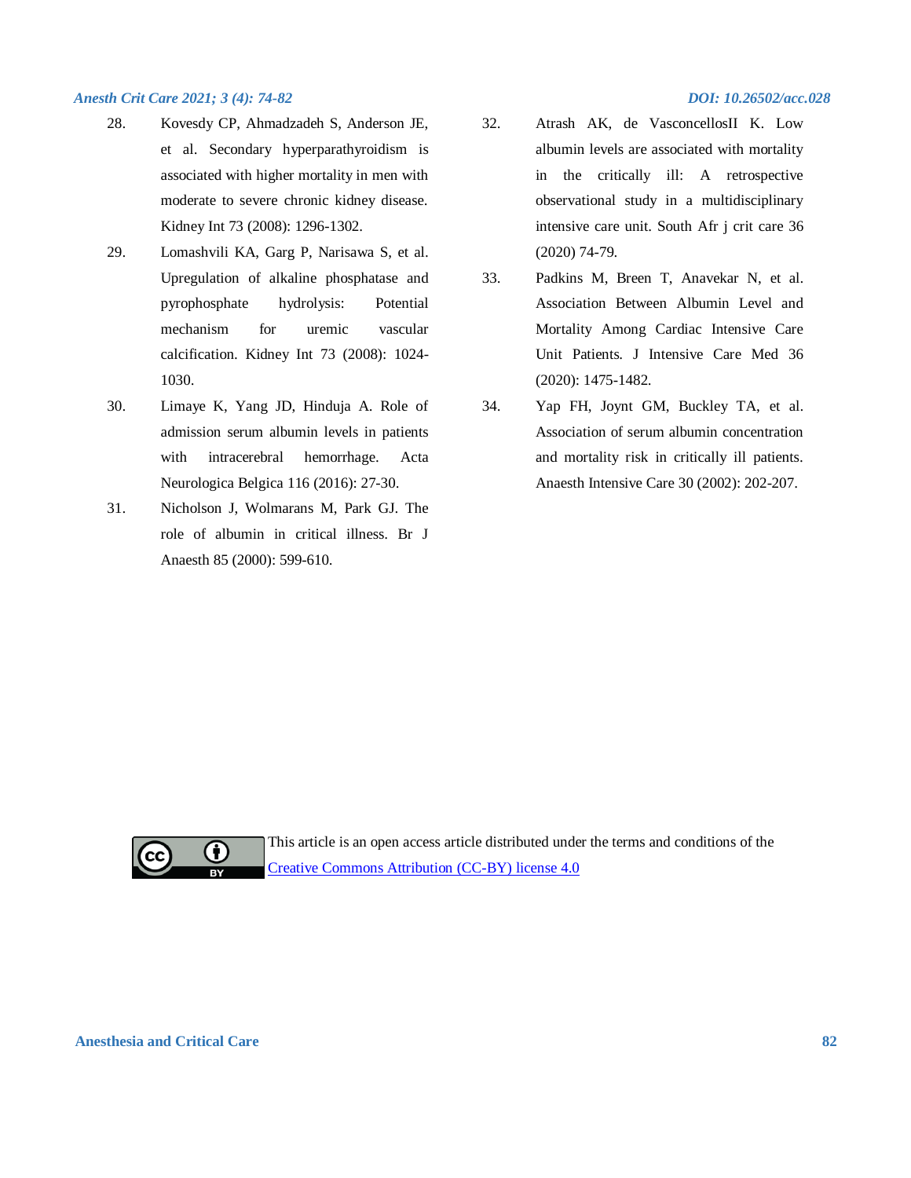28. Kovesdy CP, Ahmadzadeh S, Anderson JE, et al. Secondary hyperparathyroidism is associated with higher mortality in men with moderate to severe chronic kidney disease. Kidney Int 73 (2008): 1296-1302.
29. Lomashvili KA, Garg P, Narisawa S, et al. Upregulation of alkaline phosphatase and pyrophosphate hydrolysis: Potential mechanism for uremic vascular calcification. Kidney Int 73 (2008): 1024-1030.
30. Limaye K, Yang JD, Hinduja A. Role of admission serum albumin levels in patients with intracerebral hemorrhage. Acta Neurologica Belgica 116 (2016): 27-30.
31. Nicholson J, Wolmarans M, Park GJ. The role of albumin in critical illness. Br J Anaesth 85 (2000): 599-610.
32. Atrash AK, de VasconcellosII K. Low albumin levels are associated with mortality in the critically ill: A retrospective observational study in a multidisciplinary intensive care unit. South Afr j crit care 36 (2020) 74-79.
33. Padkins M, Breen T, Anavekar N, et al. Association Between Albumin Level and Mortality Among Cardiac Intensive Care Unit Patients. J Intensive Care Med 36 (2020): 1475-1482.
34. Yap FH, Joynt GM, Buckley TA, et al. Association of serum albumin concentration and mortality risk in critically ill patients. Anaesth Intensive Care 30 (2002): 202-207.

This article is an open access article distributed under the terms and conditions of the [Creative Commons Attribution (CC-BY) license 4.0](https://creativecommons.org/licenses/by/4.0/)